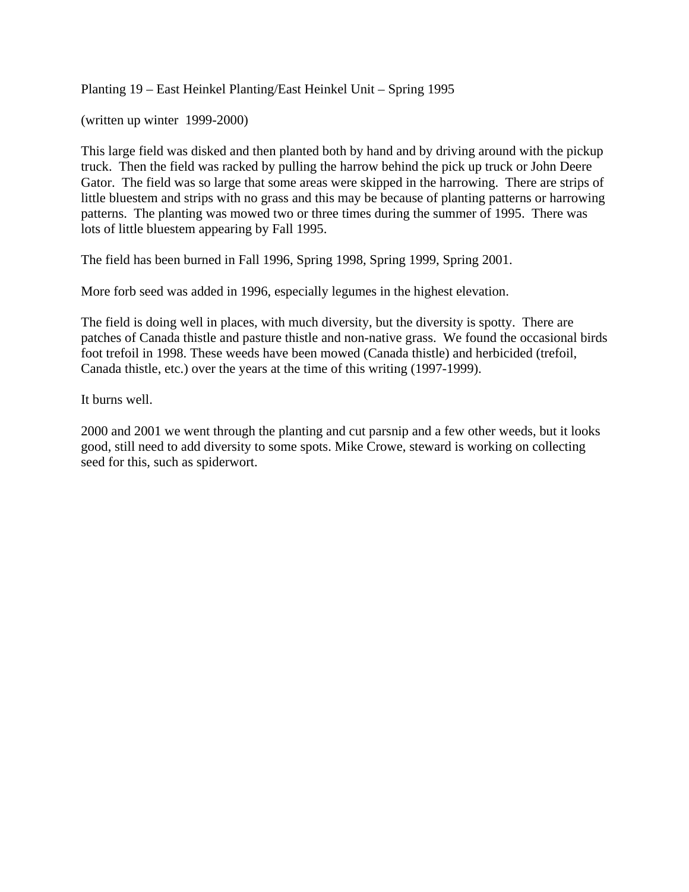Planting 19 – East Heinkel Planting/East Heinkel Unit – Spring 1995

(written up winter 1999-2000)

This large field was disked and then planted both by hand and by driving around with the pickup truck. Then the field was racked by pulling the harrow behind the pick up truck or John Deere Gator. The field was so large that some areas were skipped in the harrowing. There are strips of little bluestem and strips with no grass and this may be because of planting patterns or harrowing patterns. The planting was mowed two or three times during the summer of 1995. There was lots of little bluestem appearing by Fall 1995.

The field has been burned in Fall 1996, Spring 1998, Spring 1999, Spring 2001.

More forb seed was added in 1996, especially legumes in the highest elevation.

The field is doing well in places, with much diversity, but the diversity is spotty. There are patches of Canada thistle and pasture thistle and non-native grass. We found the occasional birds foot trefoil in 1998. These weeds have been mowed (Canada thistle) and herbicided (trefoil, Canada thistle, etc.) over the years at the time of this writing (1997-1999).

It burns well.

2000 and 2001 we went through the planting and cut parsnip and a few other weeds, but it looks good, still need to add diversity to some spots. Mike Crowe, steward is working on collecting seed for this, such as spiderwort.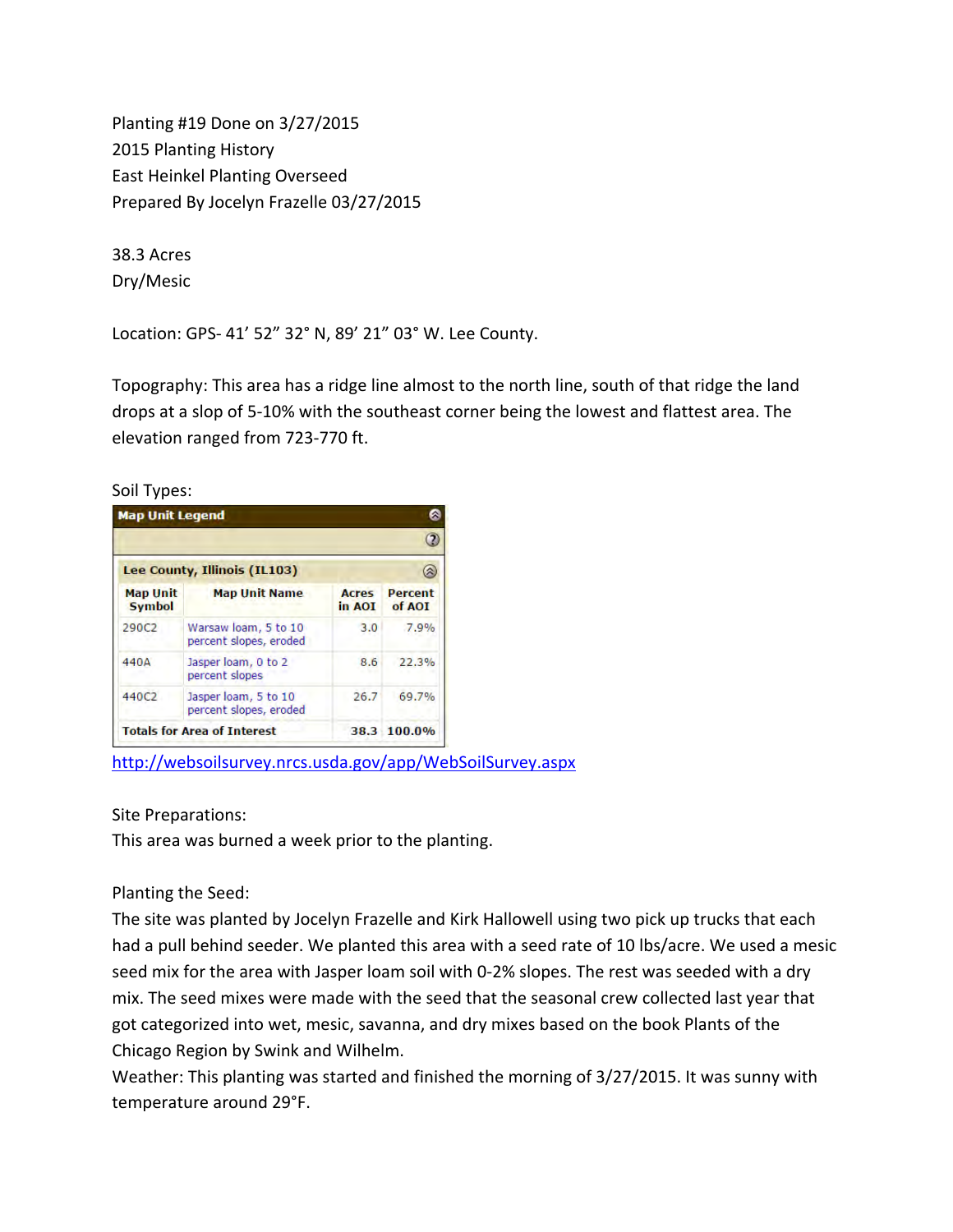Planting #19 Done on 3/27/2015
2015 Planting History
East Heinkel Planting Overseed
Prepared By Jocelyn Frazelle 03/27/2015

38.3 Acres
Dry/Mesic

Location: GPS- 41’ 52” 32° N, 89’ 21” 03° W. Lee County.

Topography: This area has a ridge line almost to the north line, south of that ridge the land drops at a slop of 5-10% with the southeast corner being the lowest and flattest area. The elevation ranged from 723-770 ft.

Soil Types:

**Map Unit Legend**

**Lee County, Illinois (IL103)**

| Map Unit Symbol | Map Unit Name | Acres in AOI | Percent of AOI |
|---|---|---|---|
| 290C2 | Warsaw loam, 5 to 10 percent slopes, eroded | 3.0 | 7.9% |
| 440A | Jasper loam, 0 to 2 percent slopes | 8.6 | 22.3% |
| 440C2 | Jasper loam, 5 to 10 percent slopes, eroded | 26.7 | 69.7% |
| **Totals for Area of Interest** | | **38.3** | **100.0%** |

http://websoilsurvey.nrcs.usda.gov/app/WebSoilSurvey.aspx

Site Preparations:
This area was burned a week prior to the planting.

Planting the Seed:
The site was planted by Jocelyn Frazelle and Kirk Hallowell using two pick up trucks that each had a pull behind seeder. We planted this area with a seed rate of 10 lbs/acre. We used a mesic seed mix for the area with Jasper loam soil with 0-2% slopes. The rest was seeded with a dry mix. The seed mixes were made with the seed that the seasonal crew collected last year that got categorized into wet, mesic, savanna, and dry mixes based on the book Plants of the Chicago Region by Swink and Wilhelm.
Weather: This planting was started and finished the morning of 3/27/2015. It was sunny with temperature around 29°F.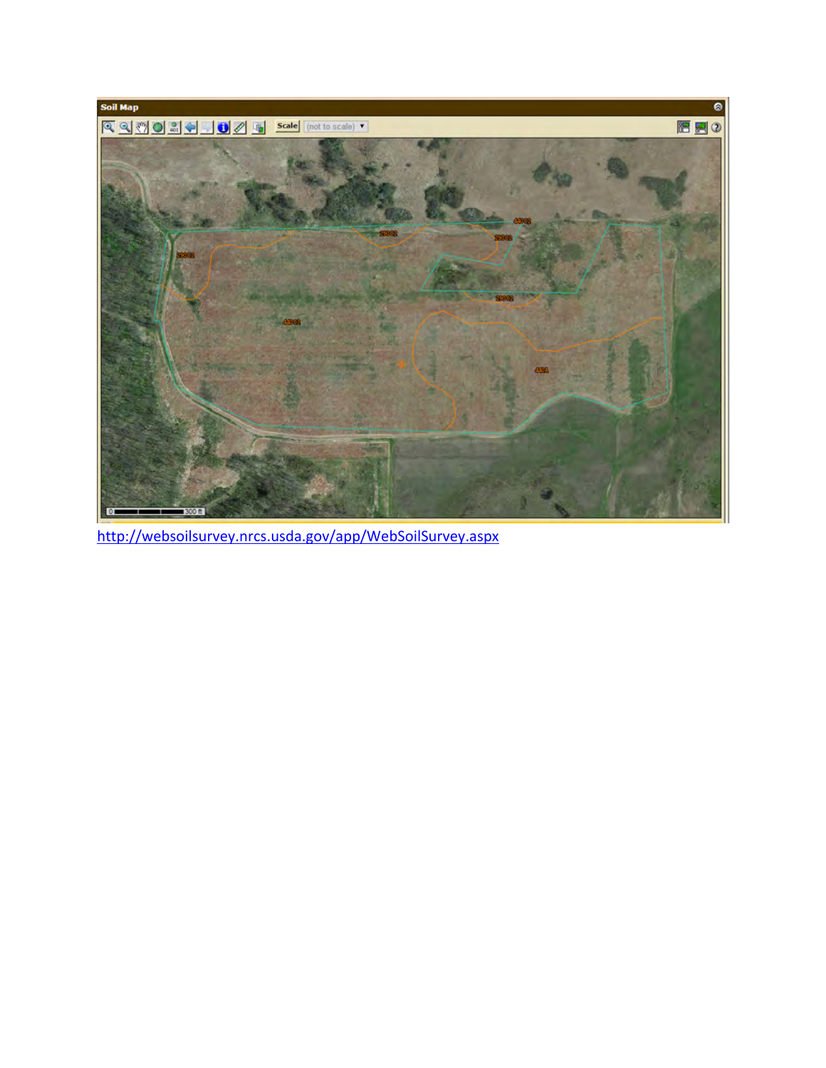Soil Map

Scale (not to scale)

290E2

290E2

290E2

440E2

440E2

290E2

440A

0 300 ft

http://websoilsurvey.nrcs.usda.gov/app/WebSoilSurvey.aspx